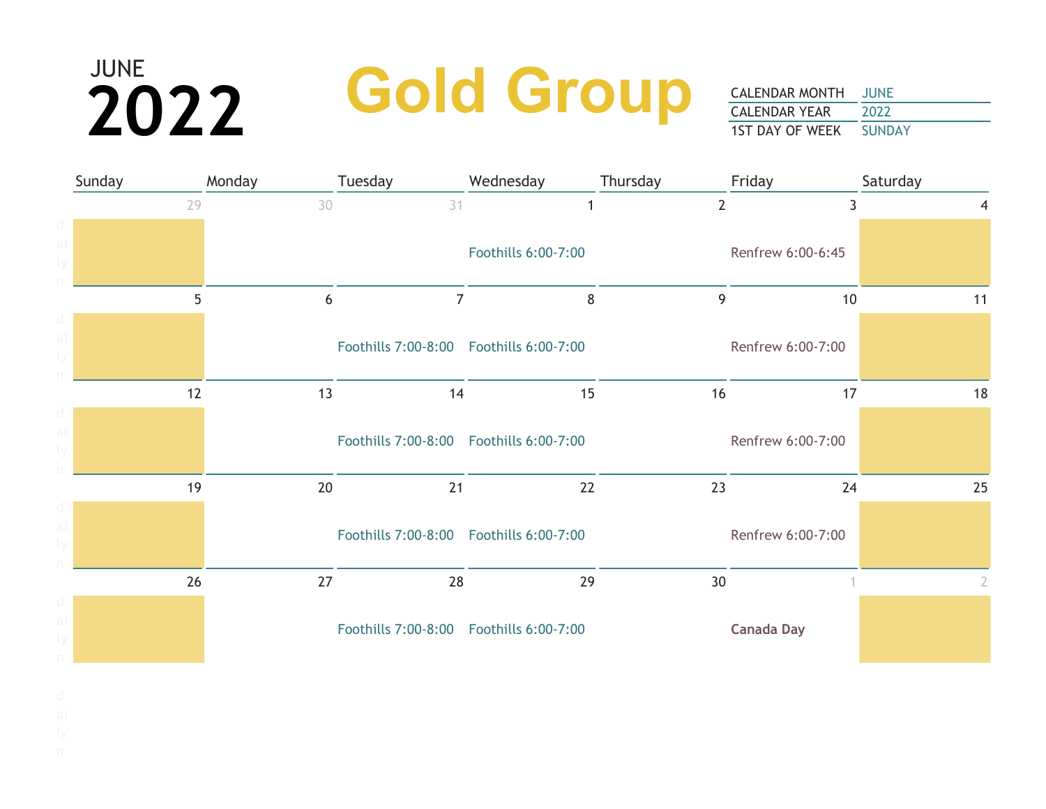JUNE
# 2022

# Gold Group

| CALENDAR MONTH | JUNE |
|---|---|
| CALENDAR YEAR | 2022 |
| 1ST DAY OF WEEK | SUNDAY |

| Sunday | Monday | Tuesday | Wednesday | Thursday | Friday | Saturday |
|---|---|---|---|---|---|---|
| 29 | 30 | 31 | 1<br>Foothills 6:00-7:00 | 2 | 3<br>Renfrew 6:00-6:45 | 4 |
| 5 | 6 | 7<br>Foothills 7:00-8:00 | 8<br>Foothills 6:00-7:00 | 9 | 10<br>Renfrew 6:00-7:00 | 11 |
| 12 | 13 | 14<br>Foothills 7:00-8:00 | 15<br>Foothills 6:00-7:00 | 16 | 17<br>Renfrew 6:00-7:00 | 18 |
| 19 | 20 | 21<br>Foothills 7:00-8:00 | 22<br>Foothills 6:00-7:00 | 23 | 24<br>Renfrew 6:00-7:00 | 25 |
| 26 | 27 | 28<br>Foothills 7:00-8:00 | 29<br>Foothills 6:00-7:00 | 30 | 1<br>**Canada Day** | 2 |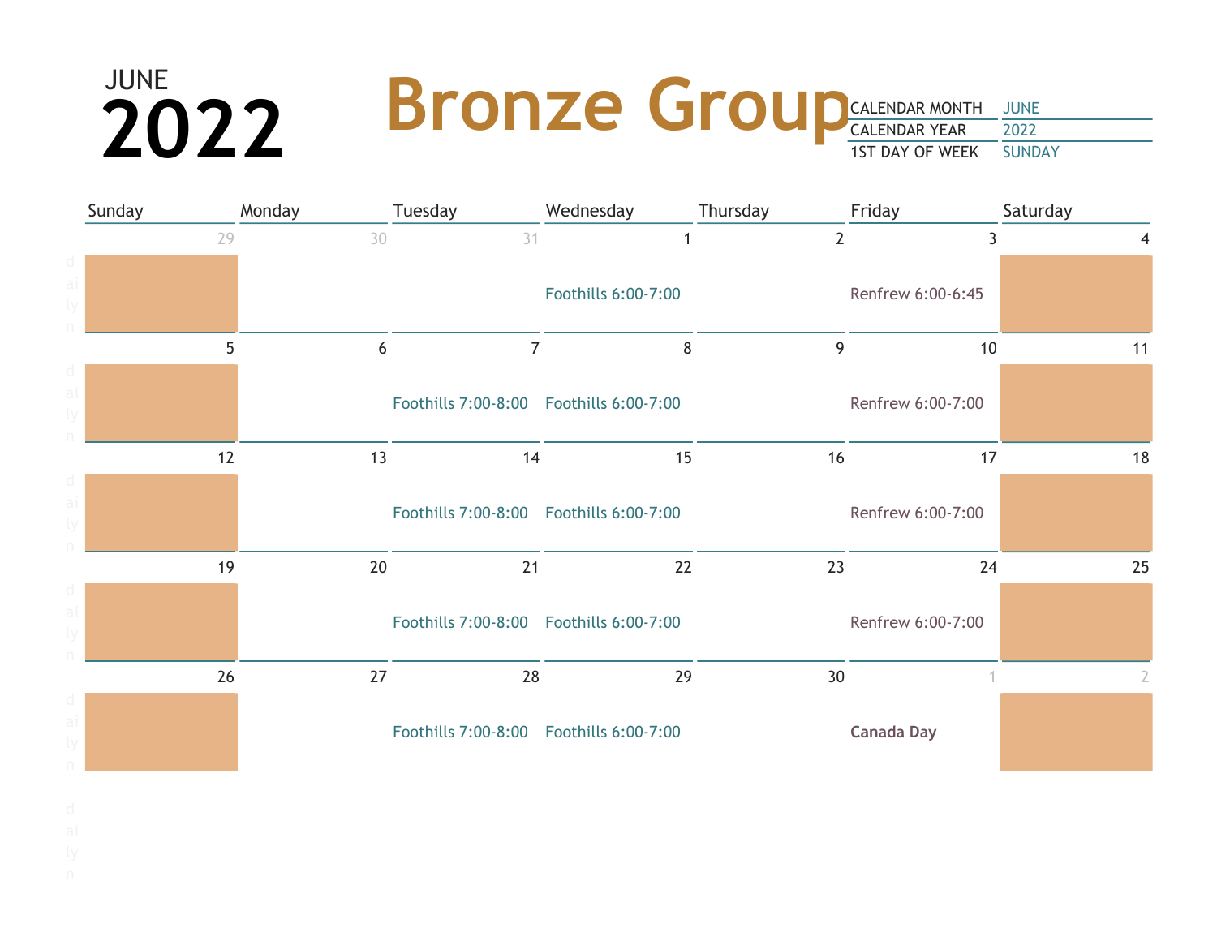JUNE

# 2022

# Bronze Group

| CALENDAR MONTH | JUNE |
| --- | --- |
| CALENDAR YEAR | 2022 |
| 1ST DAY OF WEEK | SUNDAY |

| Sunday | Monday | Tuesday | Wednesday | Thursday | Friday | Saturday |
| --- | --- | --- | --- | --- | --- | --- |
| 29 | 30 | 31 | 1 | 2 | 3 | 4 |
| | | | Foothills 6:00-7:00 | | Renfrew 6:00-6:45 | |
| 5 | 6 | 7 | 8 | 9 | 10 | 11 |
| | | Foothills 7:00-8:00 | Foothills 6:00-7:00 | | Renfrew 6:00-7:00 | |
| 12 | 13 | 14 | 15 | 16 | 17 | 18 |
| | | Foothills 7:00-8:00 | Foothills 6:00-7:00 | | Renfrew 6:00-7:00 | |
| 19 | 20 | 21 | 22 | 23 | 24 | 25 |
| | | Foothills 7:00-8:00 | Foothills 6:00-7:00 | | Renfrew 6:00-7:00 | |
| 26 | 27 | 28 | 29 | 30 | 1 | 2 |
| | | Foothills 7:00-8:00 | Foothills 6:00-7:00 | | **Canada Day** | |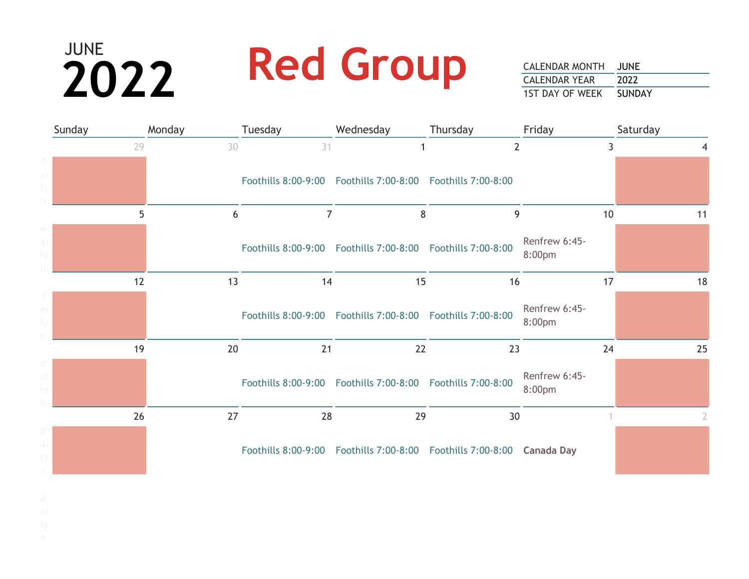JUNE

# 2022

# Red Group

| | |
|---|---|
| CALENDAR MONTH | JUNE |
| CALENDAR YEAR | 2022 |
| 1ST DAY OF WEEK | SUNDAY |

| Sunday | Monday | Tuesday | Wednesday | Thursday | Friday | Saturday |
|---|---|---|---|---|---|---|
| 29 | 30 | 31 | 1 | 2 | 3 | 4 |
| | | Foothills 8:00-9:00 | Foothills 7:00-8:00 | Foothills 7:00-8:00 | | |
| 5 | 6 | 7 | 8 | 9 | 10 | 11 |
| | | Foothills 8:00-9:00 | Foothills 7:00-8:00 | Foothills 7:00-8:00 | Renfrew 6:45-8:00pm | |
| 12 | 13 | 14 | 15 | 16 | 17 | 18 |
| | | Foothills 8:00-9:00 | Foothills 7:00-8:00 | Foothills 7:00-8:00 | Renfrew 6:45-8:00pm | |
| 19 | 20 | 21 | 22 | 23 | 24 | 25 |
| | | Foothills 8:00-9:00 | Foothills 7:00-8:00 | Foothills 7:00-8:00 | Renfrew 6:45-8:00pm | |
| 26 | 27 | 28 | 29 | 30 | 1 | 2 |
| | | Foothills 8:00-9:00 | Foothills 7:00-8:00 | Foothills 7:00-8:00 | **Canada Day** | |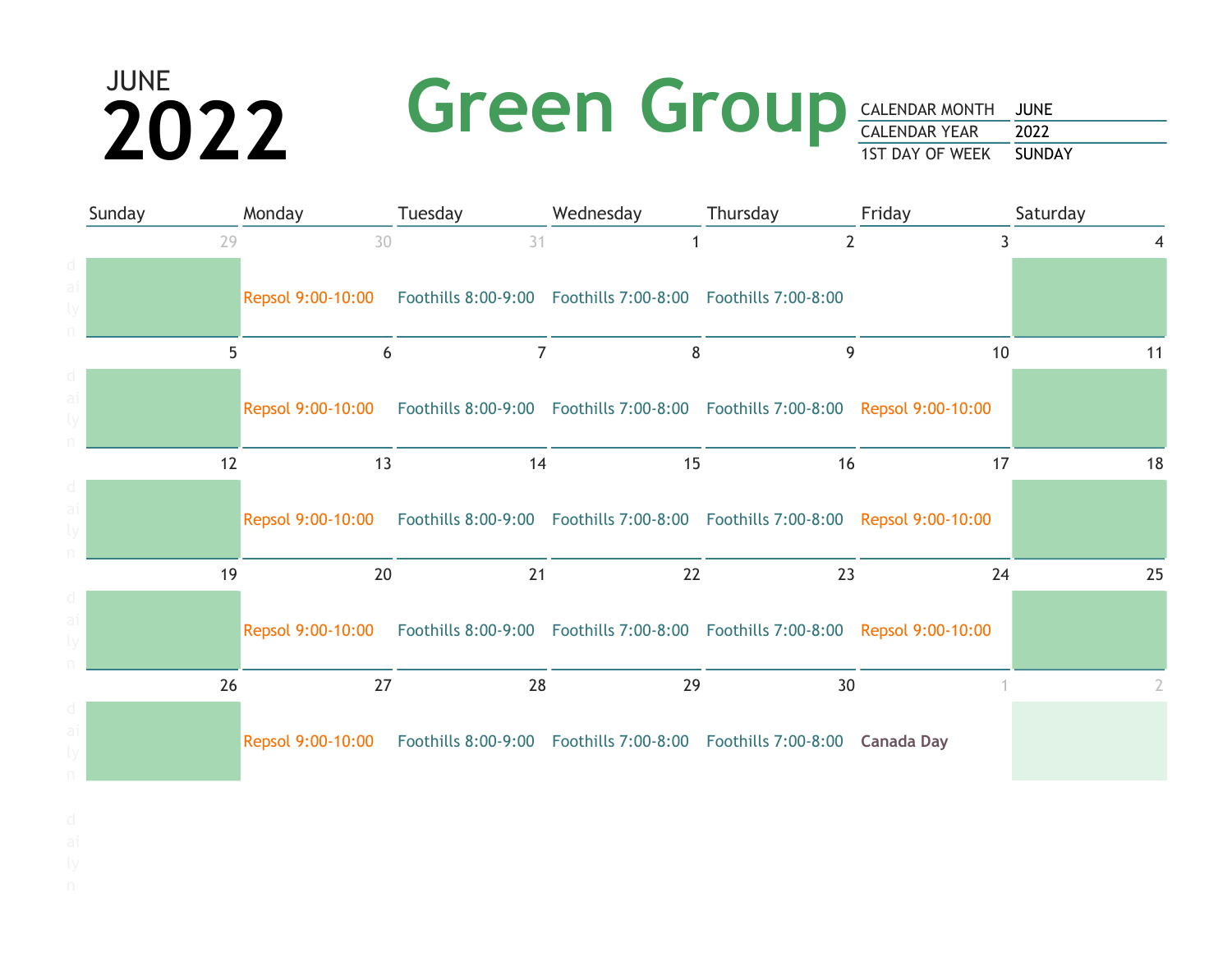JUNE
# 2022

# Green Group

| | |
|---|---|
| CALENDAR MONTH | JUNE |
| CALENDAR YEAR | 2022 |
| 1ST DAY OF WEEK | SUNDAY |

| Sunday | Monday | Tuesday | Wednesday | Thursday | Friday | Saturday |
|---|---|---|---|---|---|---|
| 29 | 30 | 31 | 1 | 2 | 3 | 4 |
| | Repsol 9:00-10:00 | Foothills 8:00-9:00 | Foothills 7:00-8:00 | Foothills 7:00-8:00 | | |
| 5 | 6 | 7 | 8 | 9 | 10 | 11 |
| | Repsol 9:00-10:00 | Foothills 8:00-9:00 | Foothills 7:00-8:00 | Foothills 7:00-8:00 | Repsol 9:00-10:00 | |
| 12 | 13 | 14 | 15 | 16 | 17 | 18 |
| | Repsol 9:00-10:00 | Foothills 8:00-9:00 | Foothills 7:00-8:00 | Foothills 7:00-8:00 | Repsol 9:00-10:00 | |
| 19 | 20 | 21 | 22 | 23 | 24 | 25 |
| | Repsol 9:00-10:00 | Foothills 8:00-9:00 | Foothills 7:00-8:00 | Foothills 7:00-8:00 | Repsol 9:00-10:00 | |
| 26 | 27 | 28 | 29 | 30 | 1 | 2 |
| | Repsol 9:00-10:00 | Foothills 8:00-9:00 | Foothills 7:00-8:00 | Foothills 7:00-8:00 | **Canada Day** | |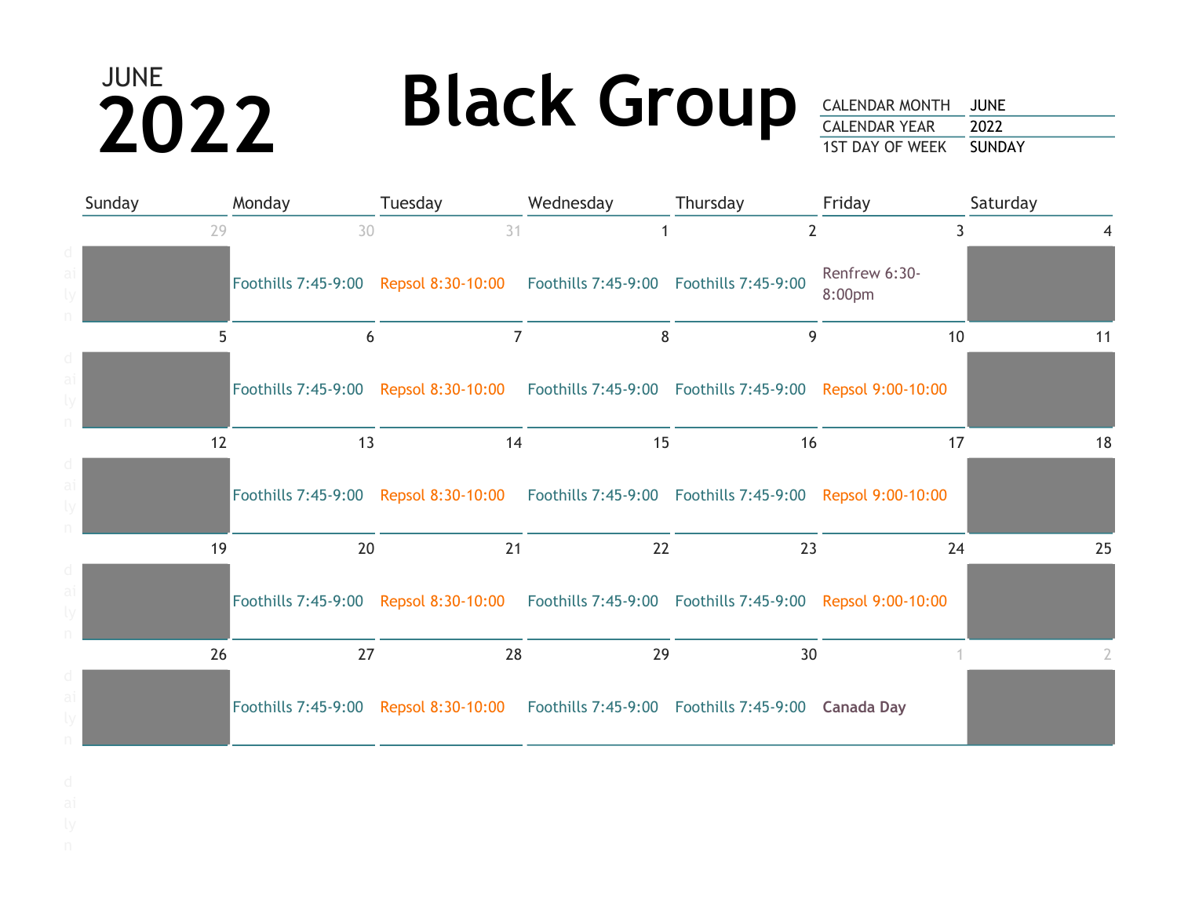JUNE

# 2022

# Black Group

| | |
|---|---|
| CALENDAR MONTH | JUNE |
| CALENDAR YEAR | 2022 |
| 1ST DAY OF WEEK | SUNDAY |

| Sunday | Monday | Tuesday | Wednesday | Thursday | Friday | Saturday |
|---|---|---|---|---|---|---|
| 29 | 30 | 31 | 1 | 2 | 3 | 4 |
| | Foothills 7:45-9:00 | Repsol 8:30-10:00 | Foothills 7:45-9:00 | Foothills 7:45-9:00 | Renfrew 6:30-8:00pm | |
| 5 | 6 | 7 | 8 | 9 | 10 | 11 |
| | Foothills 7:45-9:00 | Repsol 8:30-10:00 | Foothills 7:45-9:00 | Foothills 7:45-9:00 | Repsol 9:00-10:00 | |
| 12 | 13 | 14 | 15 | 16 | 17 | 18 |
| | Foothills 7:45-9:00 | Repsol 8:30-10:00 | Foothills 7:45-9:00 | Foothills 7:45-9:00 | Repsol 9:00-10:00 | |
| 19 | 20 | 21 | 22 | 23 | 24 | 25 |
| | Foothills 7:45-9:00 | Repsol 8:30-10:00 | Foothills 7:45-9:00 | Foothills 7:45-9:00 | Repsol 9:00-10:00 | |
| 26 | 27 | 28 | 29 | 30 | 1 | 2 |
| | Foothills 7:45-9:00 | Repsol 8:30-10:00 | Foothills 7:45-9:00 | Foothills 7:45-9:00 | **Canada Day** | |